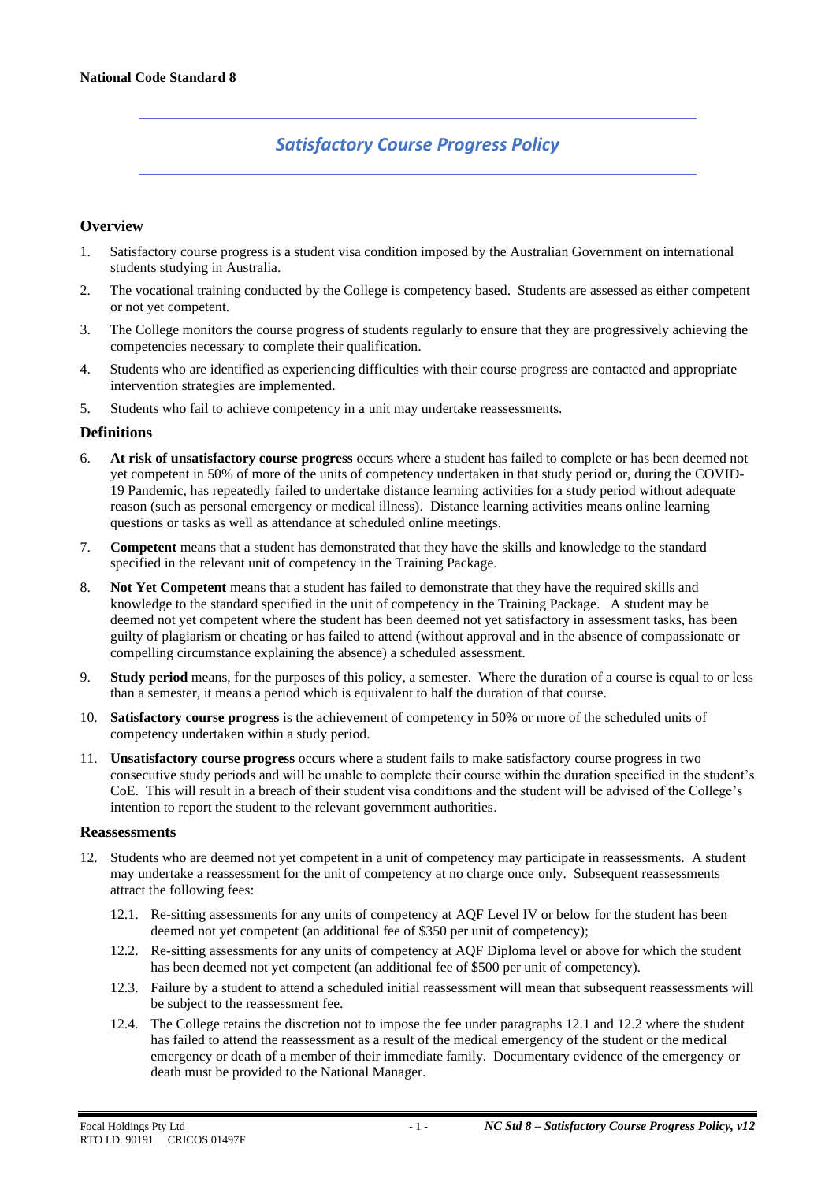**National Code Standard 8**

# *Satisfactory Course Progress Policy*

## Overview

1. Satisfactory course progress is a student visa condition imposed by the Australian Government on international students studying in Australia.
2. The vocational training conducted by the College is competency based. Students are assessed as either competent or not yet competent.
3. The College monitors the course progress of students regularly to ensure that they are progressively achieving the competencies necessary to complete their qualification.
4. Students who are identified as experiencing difficulties with their course progress are contacted and appropriate intervention strategies are implemented.
5. Students who fail to achieve competency in a unit may undertake reassessments.

## Definitions

6. **At risk of unsatisfactory course progress** occurs where a student has failed to complete or has been deemed not yet competent in 50% of more of the units of competency undertaken in that study period or, during the COVID-19 Pandemic, has repeatedly failed to undertake distance learning activities for a study period without adequate reason (such as personal emergency or medical illness). Distance learning activities means online learning questions or tasks as well as attendance at scheduled online meetings.
7. **Competent** means that a student has demonstrated that they have the skills and knowledge to the standard specified in the relevant unit of competency in the Training Package.
8. **Not Yet Competent** means that a student has failed to demonstrate that they have the required skills and knowledge to the standard specified in the unit of competency in the Training Package. A student may be deemed not yet competent where the student has been deemed not yet satisfactory in assessment tasks, has been guilty of plagiarism or cheating or has failed to attend (without approval and in the absence of compassionate or compelling circumstance explaining the absence) a scheduled assessment.
9. **Study period** means, for the purposes of this policy, a semester. Where the duration of a course is equal to or less than a semester, it means a period which is equivalent to half the duration of that course.
10. **Satisfactory course progress** is the achievement of competency in 50% or more of the scheduled units of competency undertaken within a study period.
11. **Unsatisfactory course progress** occurs where a student fails to make satisfactory course progress in two consecutive study periods and will be unable to complete their course within the duration specified in the student's CoE. This will result in a breach of their student visa conditions and the student will be advised of the College's intention to report the student to the relevant government authorities.

## Reassessments

12. Students who are deemed not yet competent in a unit of competency may participate in reassessments. A student may undertake a reassessment for the unit of competency at no charge once only. Subsequent reassessments attract the following fees:

    12.1. Re-sitting assessments for any units of competency at AQF Level IV or below for the student has been deemed not yet competent (an additional fee of $350 per unit of competency);

    12.2. Re-sitting assessments for any units of competency at AQF Diploma level or above for which the student has been deemed not yet competent (an additional fee of $500 per unit of competency).

    12.3. Failure by a student to attend a scheduled initial reassessment will mean that subsequent reassessments will be subject to the reassessment fee.

    12.4. The College retains the discretion not to impose the fee under paragraphs 12.1 and 12.2 where the student has failed to attend the reassessment as a result of the medical emergency of the student or the medical emergency or death of a member of their immediate family. Documentary evidence of the emergency or death must be provided to the National Manager.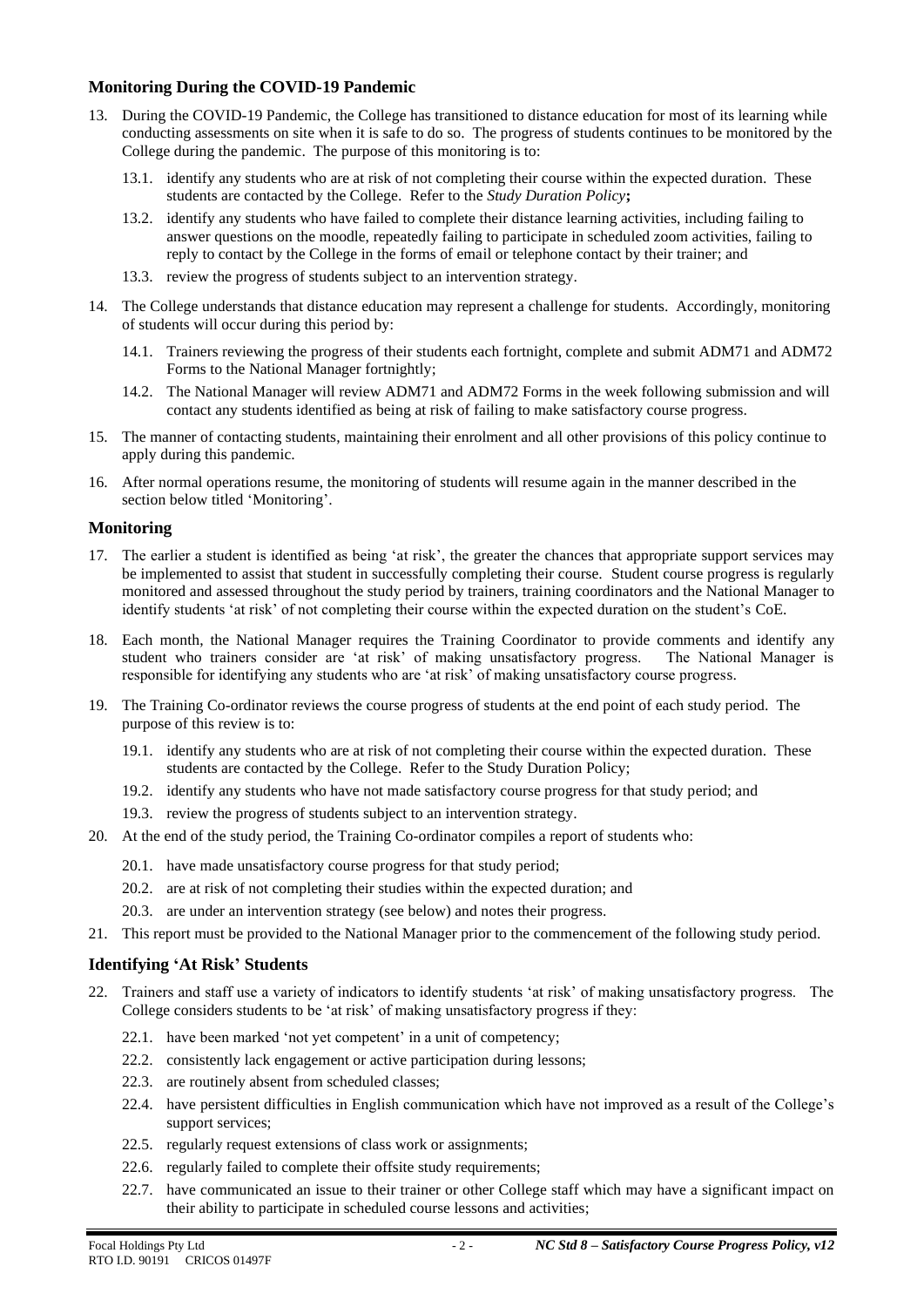## Monitoring During the COVID-19 Pandemic

13. During the COVID-19 Pandemic, the College has transitioned to distance education for most of its learning while conducting assessments on site when it is safe to do so. The progress of students continues to be monitored by the College during the pandemic. The purpose of this monitoring is to:

    13.1. identify any students who are at risk of not completing their course within the expected duration. These students are contacted by the College. Refer to the *Study Duration Policy***;**

    13.2. identify any students who have failed to complete their distance learning activities, including failing to answer questions on the moodle, repeatedly failing to participate in scheduled zoom activities, failing to reply to contact by the College in the forms of email or telephone contact by their trainer; and

    13.3. review the progress of students subject to an intervention strategy.

14. The College understands that distance education may represent a challenge for students. Accordingly, monitoring of students will occur during this period by:

    14.1. Trainers reviewing the progress of their students each fortnight, complete and submit ADM71 and ADM72 Forms to the National Manager fortnightly;

    14.2. The National Manager will review ADM71 and ADM72 Forms in the week following submission and will contact any students identified as being at risk of failing to make satisfactory course progress.

15. The manner of contacting students, maintaining their enrolment and all other provisions of this policy continue to apply during this pandemic.

16. After normal operations resume, the monitoring of students will resume again in the manner described in the section below titled 'Monitoring'.

## Monitoring

17. The earlier a student is identified as being 'at risk', the greater the chances that appropriate support services may be implemented to assist that student in successfully completing their course. Student course progress is regularly monitored and assessed throughout the study period by trainers, training coordinators and the National Manager to identify students 'at risk' of not completing their course within the expected duration on the student's CoE.

18. Each month, the National Manager requires the Training Coordinator to provide comments and identify any student who trainers consider are 'at risk' of making unsatisfactory progress. The National Manager is responsible for identifying any students who are 'at risk' of making unsatisfactory course progress.

19. The Training Co-ordinator reviews the course progress of students at the end point of each study period. The purpose of this review is to:

    19.1. identify any students who are at risk of not completing their course within the expected duration. These students are contacted by the College. Refer to the Study Duration Policy;

    19.2. identify any students who have not made satisfactory course progress for that study period; and

    19.3. review the progress of students subject to an intervention strategy.

20. At the end of the study period, the Training Co-ordinator compiles a report of students who:

    20.1. have made unsatisfactory course progress for that study period;

    20.2. are at risk of not completing their studies within the expected duration; and

    20.3. are under an intervention strategy (see below) and notes their progress.

21. This report must be provided to the National Manager prior to the commencement of the following study period.

## Identifying 'At Risk' Students

22. Trainers and staff use a variety of indicators to identify students 'at risk' of making unsatisfactory progress. The College considers students to be 'at risk' of making unsatisfactory progress if they:

    22.1. have been marked 'not yet competent' in a unit of competency;

    22.2. consistently lack engagement or active participation during lessons;

    22.3. are routinely absent from scheduled classes;

    22.4. have persistent difficulties in English communication which have not improved as a result of the College's support services;

    22.5. regularly request extensions of class work or assignments;

    22.6. regularly failed to complete their offsite study requirements;

    22.7. have communicated an issue to their trainer or other College staff which may have a significant impact on their ability to participate in scheduled course lessons and activities;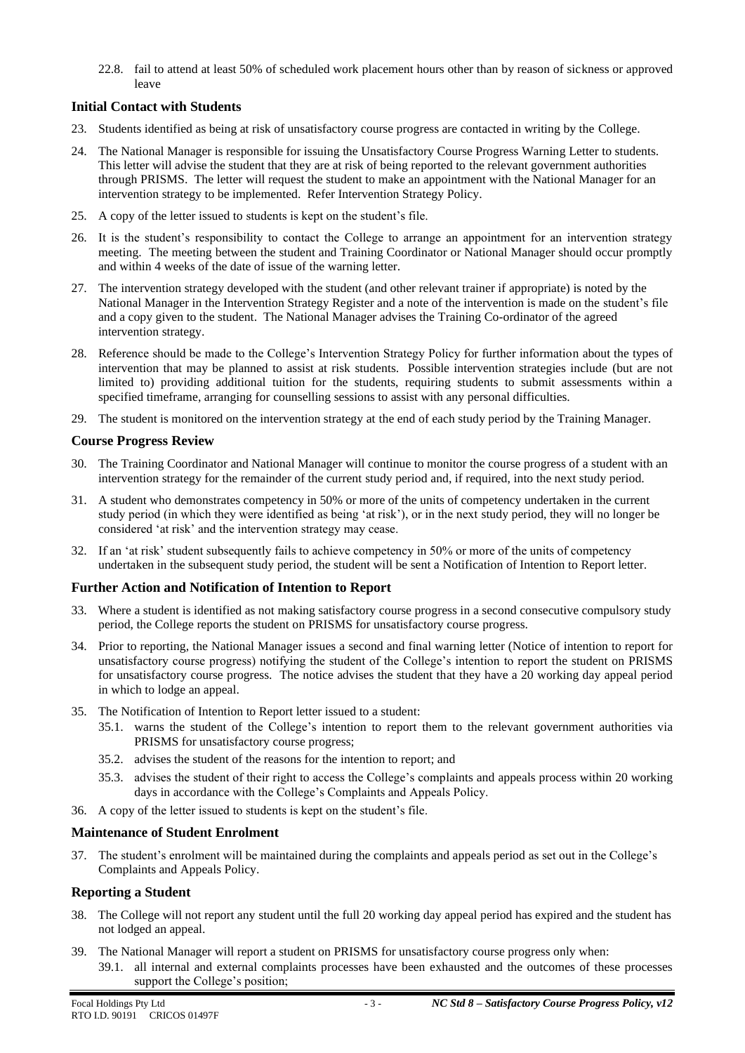22.8. fail to attend at least 50% of scheduled work placement hours other than by reason of sickness or approved leave

### Initial Contact with Students

23. Students identified as being at risk of unsatisfactory course progress are contacted in writing by the College.
24. The National Manager is responsible for issuing the Unsatisfactory Course Progress Warning Letter to students. This letter will advise the student that they are at risk of being reported to the relevant government authorities through PRISMS. The letter will request the student to make an appointment with the National Manager for an intervention strategy to be implemented. Refer Intervention Strategy Policy.
25. A copy of the letter issued to students is kept on the student's file.
26. It is the student's responsibility to contact the College to arrange an appointment for an intervention strategy meeting. The meeting between the student and Training Coordinator or National Manager should occur promptly and within 4 weeks of the date of issue of the warning letter.
27. The intervention strategy developed with the student (and other relevant trainer if appropriate) is noted by the National Manager in the Intervention Strategy Register and a note of the intervention is made on the student's file and a copy given to the student. The National Manager advises the Training Co-ordinator of the agreed intervention strategy.
28. Reference should be made to the College's Intervention Strategy Policy for further information about the types of intervention that may be planned to assist at risk students. Possible intervention strategies include (but are not limited to) providing additional tuition for the students, requiring students to submit assessments within a specified timeframe, arranging for counselling sessions to assist with any personal difficulties.
29. The student is monitored on the intervention strategy at the end of each study period by the Training Manager.

### Course Progress Review

30. The Training Coordinator and National Manager will continue to monitor the course progress of a student with an intervention strategy for the remainder of the current study period and, if required, into the next study period.
31. A student who demonstrates competency in 50% or more of the units of competency undertaken in the current study period (in which they were identified as being 'at risk'), or in the next study period, they will no longer be considered 'at risk' and the intervention strategy may cease.
32. If an 'at risk' student subsequently fails to achieve competency in 50% or more of the units of competency undertaken in the subsequent study period, the student will be sent a Notification of Intention to Report letter.

### Further Action and Notification of Intention to Report

33. Where a student is identified as not making satisfactory course progress in a second consecutive compulsory study period, the College reports the student on PRISMS for unsatisfactory course progress.
34. Prior to reporting, the National Manager issues a second and final warning letter (Notice of intention to report for unsatisfactory course progress) notifying the student of the College's intention to report the student on PRISMS for unsatisfactory course progress. The notice advises the student that they have a 20 working day appeal period in which to lodge an appeal.
35. The Notification of Intention to Report letter issued to a student:
    35.1. warns the student of the College's intention to report them to the relevant government authorities via PRISMS for unsatisfactory course progress;
    35.2. advises the student of the reasons for the intention to report; and
    35.3. advises the student of their right to access the College's complaints and appeals process within 20 working days in accordance with the College's Complaints and Appeals Policy.
36. A copy of the letter issued to students is kept on the student's file.

### Maintenance of Student Enrolment

37. The student's enrolment will be maintained during the complaints and appeals period as set out in the College's Complaints and Appeals Policy.

### Reporting a Student

38. The College will not report any student until the full 20 working day appeal period has expired and the student has not lodged an appeal.
39. The National Manager will report a student on PRISMS for unsatisfactory course progress only when:
    39.1. all internal and external complaints processes have been exhausted and the outcomes of these processes support the College's position;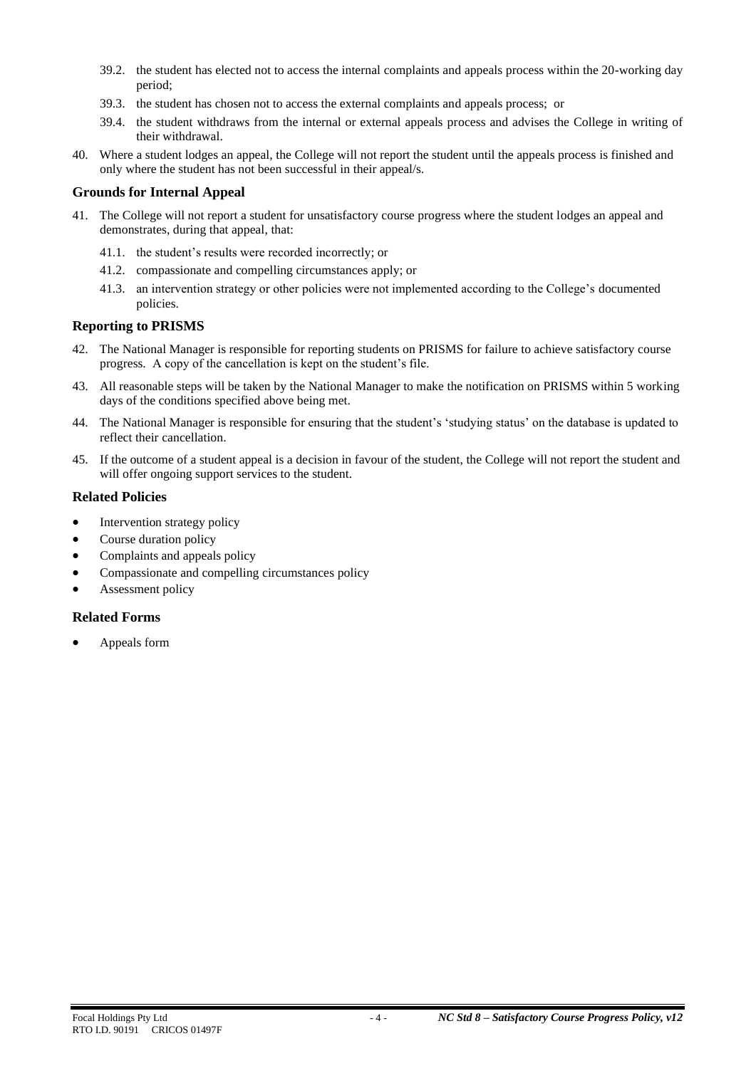39.2. the student has elected not to access the internal complaints and appeals process within the 20-working day period;

39.3. the student has chosen not to access the external complaints and appeals process; or

39.4. the student withdraws from the internal or external appeals process and advises the College in writing of their withdrawal.

40. Where a student lodges an appeal, the College will not report the student until the appeals process is finished and only where the student has not been successful in their appeal/s.

### Grounds for Internal Appeal

41. The College will not report a student for unsatisfactory course progress where the student lodges an appeal and demonstrates, during that appeal, that:

    41.1. the student's results were recorded incorrectly; or

    41.2. compassionate and compelling circumstances apply; or

    41.3. an intervention strategy or other policies were not implemented according to the College's documented policies.

### Reporting to PRISMS

42. The National Manager is responsible for reporting students on PRISMS for failure to achieve satisfactory course progress. A copy of the cancellation is kept on the student's file.

43. All reasonable steps will be taken by the National Manager to make the notification on PRISMS within 5 working days of the conditions specified above being met.

44. The National Manager is responsible for ensuring that the student's 'studying status' on the database is updated to reflect their cancellation.

45. If the outcome of a student appeal is a decision in favour of the student, the College will not report the student and will offer ongoing support services to the student.

### Related Policies

- Intervention strategy policy
- Course duration policy
- Complaints and appeals policy
- Compassionate and compelling circumstances policy
- Assessment policy

### Related Forms

- Appeals form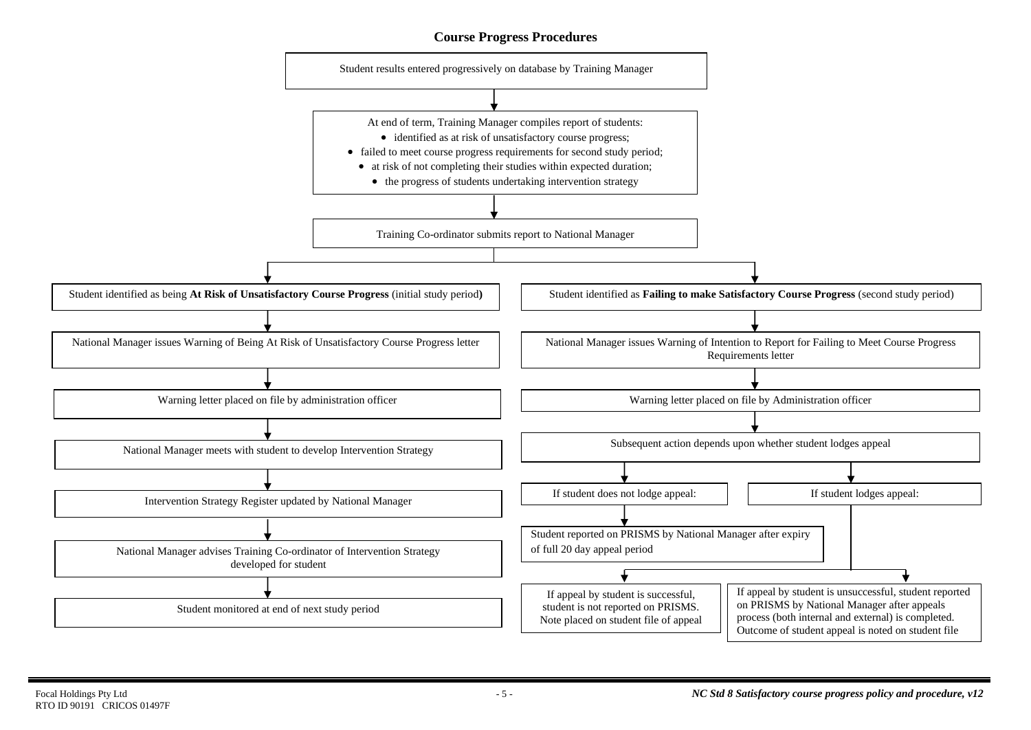## Course Progress Procedures

Student results entered progressively on database by Training Manager

↓

At end of term, Training Manager compiles report of students:

- identified as at risk of unsatisfactory course progress;
- failed to meet course progress requirements for second study period;
- at risk of not completing their studies within expected duration;
- the progress of students undertaking intervention strategy

↓

Training Co-ordinator submits report to National Manager

↓

### Student identified as being **At Risk of Unsatisfactory Course Progress** (initial study period**)**

1. National Manager issues Warning of Being At Risk of Unsatisfactory Course Progress letter
2. Warning letter placed on file by administration officer
3. National Manager meets with student to develop Intervention Strategy
4. Intervention Strategy Register updated by National Manager
5. National Manager advises Training Co-ordinator of Intervention Strategy developed for student
6. Student monitored at end of next study period

### Student identified as **Failing to make Satisfactory Course Progress** (second study period)

1. National Manager issues Warning of Intention to Report for Failing to Meet Course Progress Requirements letter
2. Warning letter placed on file by Administration officer
3. Subsequent action depends upon whether student lodges appeal

**If student does not lodge appeal:**

- Student reported on PRISMS by National Manager after expiry of full 20 day appeal period

**If student lodges appeal:**

- If appeal by student is successful, student is not reported on PRISMS. Note placed on student file of appeal
- If appeal by student is unsuccessful, student reported on PRISMS by National Manager after appeals process (both internal and external) is completed. Outcome of student appeal is noted on student file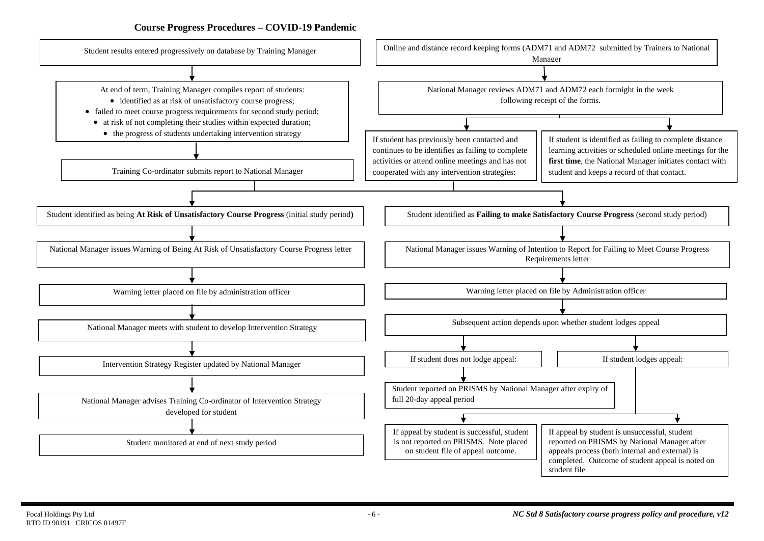## Course Progress Procedures – COVID-19 Pandemic

Student results entered progressively on database by Training Manager

At end of term, Training Manager compiles report of students:

- identified as at risk of unsatisfactory course progress;
- failed to meet course progress requirements for second study period;
- at risk of not completing their studies within expected duration;
- the progress of students undertaking intervention strategy

Training Co-ordinator submits report to National Manager

Online and distance record keeping forms (ADM71 and ADM72 submitted by Trainers to National Manager

National Manager reviews ADM71 and ADM72 each fortnight in the week following receipt of the forms.

If student has previously been contacted and continues to be identifies as failing to complete activities or attend online meetings and has not cooperated with any intervention strategies:

If student is identified as failing to complete distance learning activities or scheduled online meetings for the **first time**, the National Manager initiates contact with student and keeps a record of that contact.

Student identified as being **At Risk of Unsatisfactory Course Progress** (initial study period**)**

National Manager issues Warning of Being At Risk of Unsatisfactory Course Progress letter

Warning letter placed on file by administration officer

National Manager meets with student to develop Intervention Strategy

Intervention Strategy Register updated by National Manager

National Manager advises Training Co-ordinator of Intervention Strategy developed for student

Student monitored at end of next study period

Student identified as **Failing to make Satisfactory Course Progress** (second study period)

National Manager issues Warning of Intention to Report for Failing to Meet Course Progress Requirements letter

Warning letter placed on file by Administration officer

Subsequent action depends upon whether student lodges appeal

If student does not lodge appeal:

Student reported on PRISMS by National Manager after expiry of full 20-day appeal period

If student lodges appeal:

If appeal by student is successful, student is not reported on PRISMS. Note placed on student file of appeal outcome.

If appeal by student is unsuccessful, student reported on PRISMS by National Manager after appeals process (both internal and external) is completed. Outcome of student appeal is noted on student file